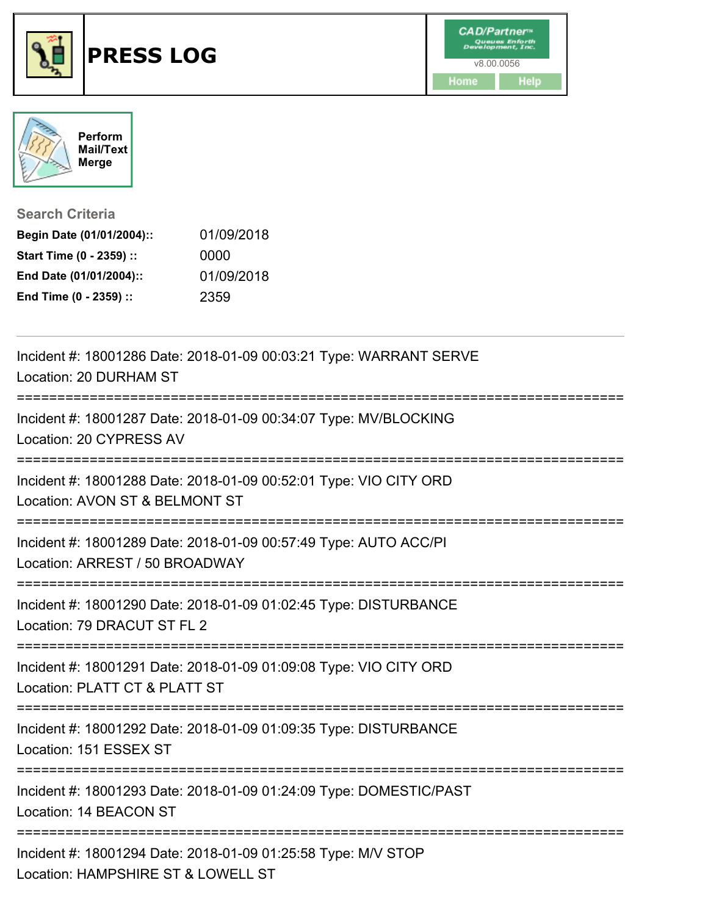# PRESS LOG

CAD/Partner™ v8.00.0056

Home | Help

Perform Mail/Text Merge

### Search Criteria

**Begin Date (01/01/2004)::** 01/09/2018

**Start Time (0 - 2359) ::** 0000

**End Date (01/01/2004)::** 01/09/2018

**End Time (0 - 2359) ::** 2359

---

Incident #: 18001286 Date: 2018-01-09 00:03:21 Type: WARRANT SERVE
Location: 20 DURHAM ST

===========================================================================

Incident #: 18001287 Date: 2018-01-09 00:34:07 Type: MV/BLOCKING
Location: 20 CYPRESS AV

===========================================================================

Incident #: 18001288 Date: 2018-01-09 00:52:01 Type: VIO CITY ORD
Location: AVON ST & BELMONT ST

===========================================================================

Incident #: 18001289 Date: 2018-01-09 00:57:49 Type: AUTO ACC/PI
Location: ARREST / 50 BROADWAY

===========================================================================

Incident #: 18001290 Date: 2018-01-09 01:02:45 Type: DISTURBANCE
Location: 79 DRACUT ST FL 2

===========================================================================

Incident #: 18001291 Date: 2018-01-09 01:09:08 Type: VIO CITY ORD
Location: PLATT CT & PLATT ST

===========================================================================

Incident #: 18001292 Date: 2018-01-09 01:09:35 Type: DISTURBANCE
Location: 151 ESSEX ST

===========================================================================

Incident #: 18001293 Date: 2018-01-09 01:24:09 Type: DOMESTIC/PAST
Location: 14 BEACON ST

===========================================================================

Incident #: 18001294 Date: 2018-01-09 01:25:58 Type: M/V STOP
Location: HAMPSHIRE ST & LOWELL ST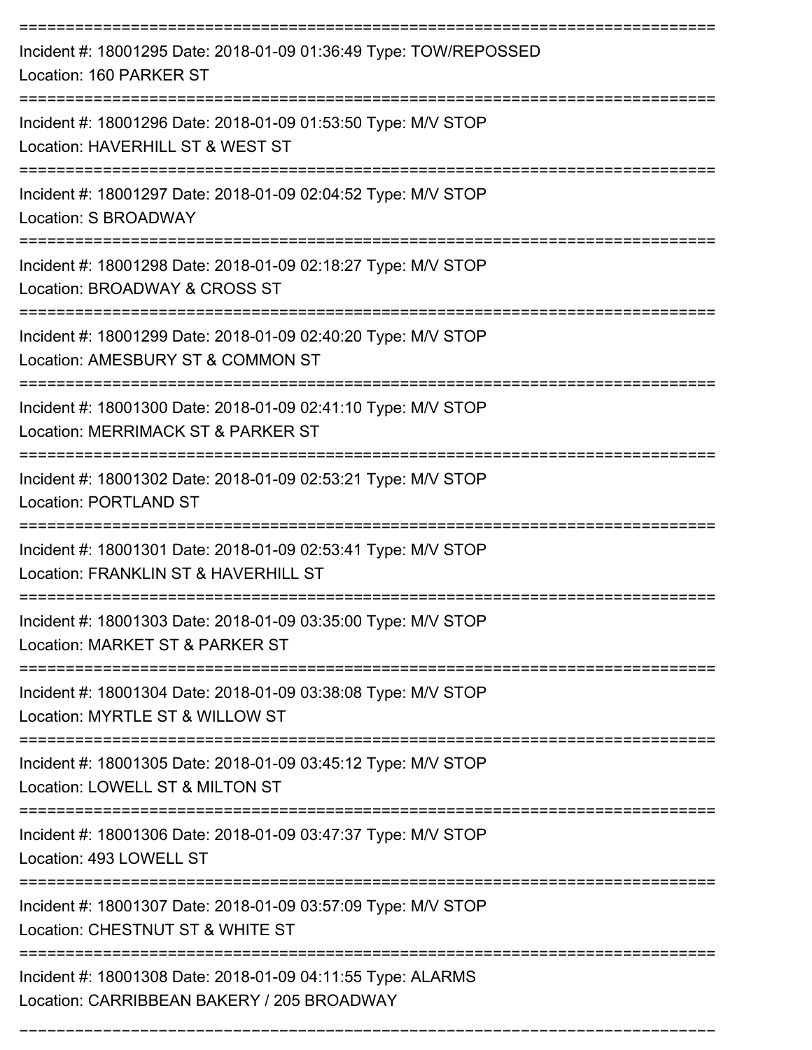===========================================================================

Incident #: 18001295 Date: 2018-01-09 01:36:49 Type: TOW/REPOSSED

Location: 160 PARKER ST

===========================================================================

Incident #: 18001296 Date: 2018-01-09 01:53:50 Type: M/V STOP

Location: HAVERHILL ST & WEST ST

===========================================================================

Incident #: 18001297 Date: 2018-01-09 02:04:52 Type: M/V STOP

Location: S BROADWAY

===========================================================================

Incident #: 18001298 Date: 2018-01-09 02:18:27 Type: M/V STOP

Location: BROADWAY & CROSS ST

===========================================================================

Incident #: 18001299 Date: 2018-01-09 02:40:20 Type: M/V STOP

Location: AMESBURY ST & COMMON ST

===========================================================================

Incident #: 18001300 Date: 2018-01-09 02:41:10 Type: M/V STOP

Location: MERRIMACK ST & PARKER ST

===========================================================================

Incident #: 18001302 Date: 2018-01-09 02:53:21 Type: M/V STOP

Location: PORTLAND ST

===========================================================================

Incident #: 18001301 Date: 2018-01-09 02:53:41 Type: M/V STOP

Location: FRANKLIN ST & HAVERHILL ST

===========================================================================

Incident #: 18001303 Date: 2018-01-09 03:35:00 Type: M/V STOP

Location: MARKET ST & PARKER ST

===========================================================================

Incident #: 18001304 Date: 2018-01-09 03:38:08 Type: M/V STOP

Location: MYRTLE ST & WILLOW ST

===========================================================================

Incident #: 18001305 Date: 2018-01-09 03:45:12 Type: M/V STOP

Location: LOWELL ST & MILTON ST

===========================================================================

Incident #: 18001306 Date: 2018-01-09 03:47:37 Type: M/V STOP

Location: 493 LOWELL ST

===========================================================================

Incident #: 18001307 Date: 2018-01-09 03:57:09 Type: M/V STOP

Location: CHESTNUT ST & WHITE ST

===========================================================================

Incident #: 18001308 Date: 2018-01-09 04:11:55 Type: ALARMS

Location: CARRIBBEAN BAKERY / 205 BROADWAY

===========================================================================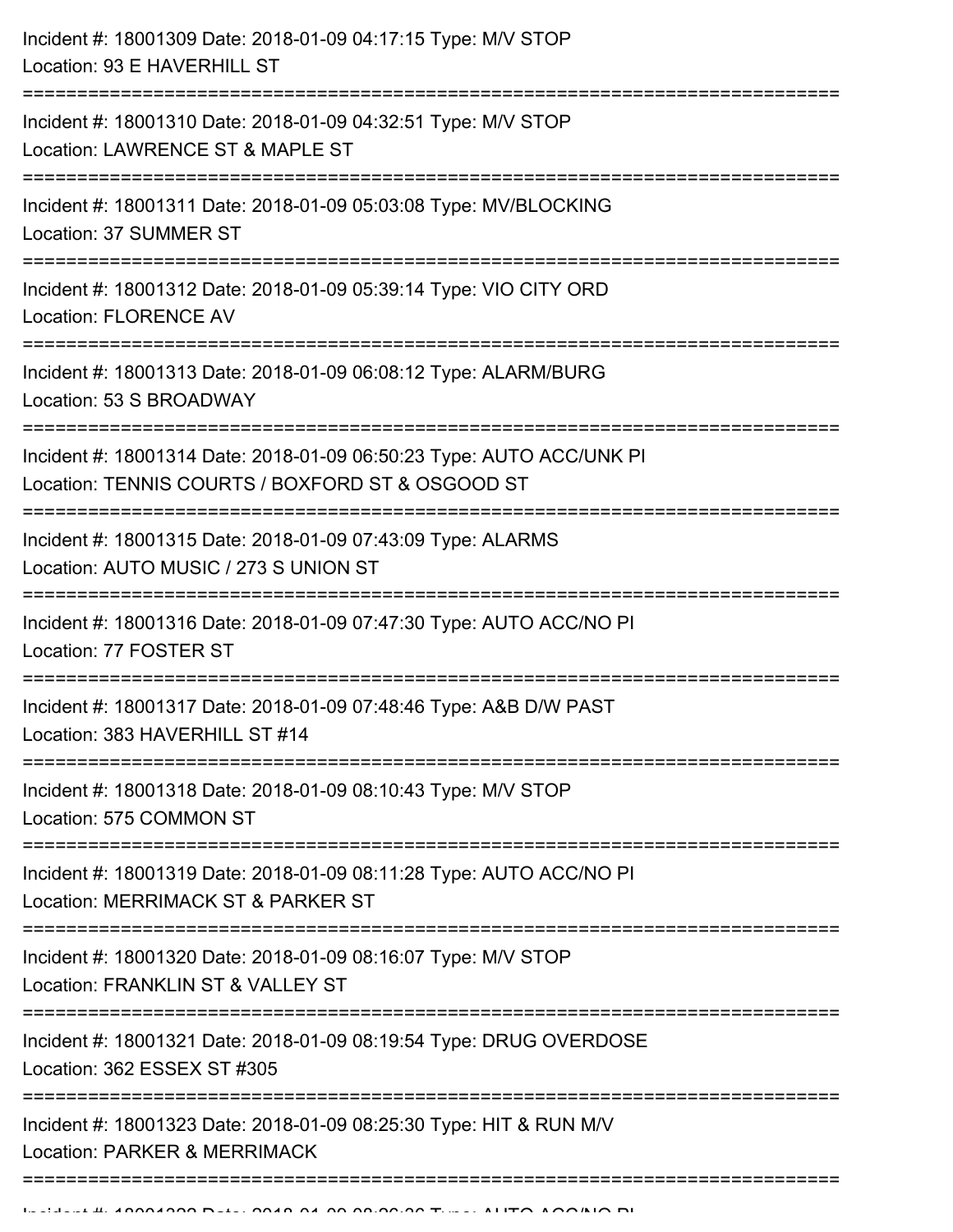Incident #: 18001309 Date: 2018-01-09 04:17:15 Type: M/V STOP
Location: 93 E HAVERHILL ST

===========================================================================

Incident #: 18001310 Date: 2018-01-09 04:32:51 Type: M/V STOP
Location: LAWRENCE ST & MAPLE ST

===========================================================================

Incident #: 18001311 Date: 2018-01-09 05:03:08 Type: MV/BLOCKING
Location: 37 SUMMER ST

===========================================================================

Incident #: 18001312 Date: 2018-01-09 05:39:14 Type: VIO CITY ORD
Location: FLORENCE AV

===========================================================================

Incident #: 18001313 Date: 2018-01-09 06:08:12 Type: ALARM/BURG
Location: 53 S BROADWAY

===========================================================================

Incident #: 18001314 Date: 2018-01-09 06:50:23 Type: AUTO ACC/UNK PI
Location: TENNIS COURTS / BOXFORD ST & OSGOOD ST

===========================================================================

Incident #: 18001315 Date: 2018-01-09 07:43:09 Type: ALARMS
Location: AUTO MUSIC / 273 S UNION ST

===========================================================================

Incident #: 18001316 Date: 2018-01-09 07:47:30 Type: AUTO ACC/NO PI
Location: 77 FOSTER ST

===========================================================================

Incident #: 18001317 Date: 2018-01-09 07:48:46 Type: A&B D/W PAST
Location: 383 HAVERHILL ST #14

===========================================================================

Incident #: 18001318 Date: 2018-01-09 08:10:43 Type: M/V STOP
Location: 575 COMMON ST

===========================================================================

Incident #: 18001319 Date: 2018-01-09 08:11:28 Type: AUTO ACC/NO PI
Location: MERRIMACK ST & PARKER ST

===========================================================================

Incident #: 18001320 Date: 2018-01-09 08:16:07 Type: M/V STOP
Location: FRANKLIN ST & VALLEY ST

===========================================================================

Incident #: 18001321 Date: 2018-01-09 08:19:54 Type: DRUG OVERDOSE
Location: 362 ESSEX ST #305

===========================================================================

Incident #: 18001323 Date: 2018-01-09 08:25:30 Type: HIT & RUN M/V
Location: PARKER & MERRIMACK

===========================================================================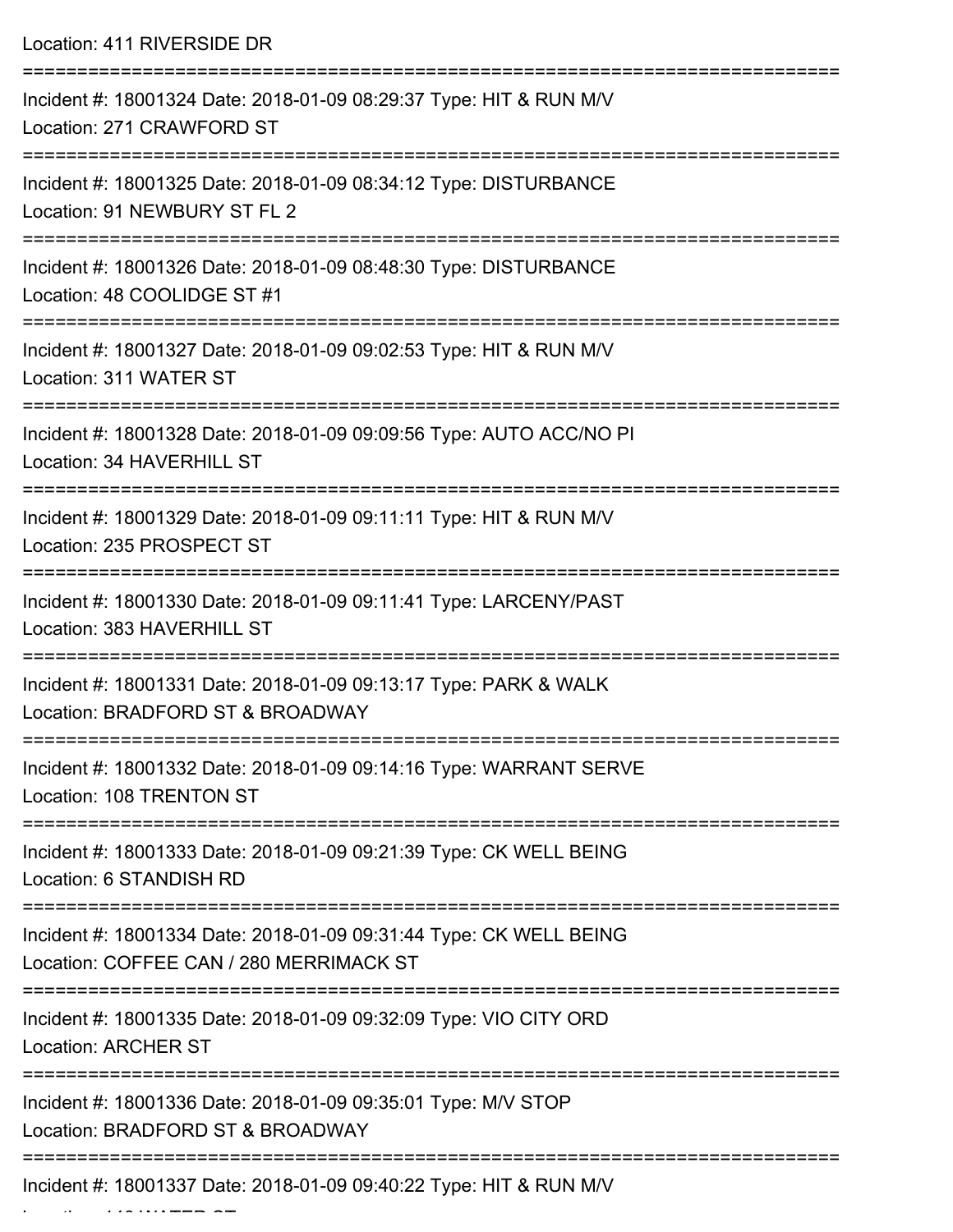Location: 411 RIVERSIDE DR

===========================================================================

Incident #: 18001324 Date: 2018-01-09 08:29:37 Type: HIT & RUN M/V

Location: 271 CRAWFORD ST

===========================================================================

Incident #: 18001325 Date: 2018-01-09 08:34:12 Type: DISTURBANCE

Location: 91 NEWBURY ST FL 2

===========================================================================

Incident #: 18001326 Date: 2018-01-09 08:48:30 Type: DISTURBANCE

Location: 48 COOLIDGE ST #1

===========================================================================

Incident #: 18001327 Date: 2018-01-09 09:02:53 Type: HIT & RUN M/V

Location: 311 WATER ST

===========================================================================

Incident #: 18001328 Date: 2018-01-09 09:09:56 Type: AUTO ACC/NO PI

Location: 34 HAVERHILL ST

===========================================================================

Incident #: 18001329 Date: 2018-01-09 09:11:11 Type: HIT & RUN M/V

Location: 235 PROSPECT ST

===========================================================================

Incident #: 18001330 Date: 2018-01-09 09:11:41 Type: LARCENY/PAST

Location: 383 HAVERHILL ST

===========================================================================

Incident #: 18001331 Date: 2018-01-09 09:13:17 Type: PARK & WALK

Location: BRADFORD ST & BROADWAY

===========================================================================

Incident #: 18001332 Date: 2018-01-09 09:14:16 Type: WARRANT SERVE

Location: 108 TRENTON ST

===========================================================================

Incident #: 18001333 Date: 2018-01-09 09:21:39 Type: CK WELL BEING

Location: 6 STANDISH RD

===========================================================================

Incident #: 18001334 Date: 2018-01-09 09:31:44 Type: CK WELL BEING

Location: COFFEE CAN / 280 MERRIMACK ST

===========================================================================

Incident #: 18001335 Date: 2018-01-09 09:32:09 Type: VIO CITY ORD

Location: ARCHER ST

===========================================================================

Incident #: 18001336 Date: 2018-01-09 09:35:01 Type: M/V STOP

Location: BRADFORD ST & BROADWAY

===========================================================================

Incident #: 18001337 Date: 2018-01-09 09:40:22 Type: HIT & RUN M/V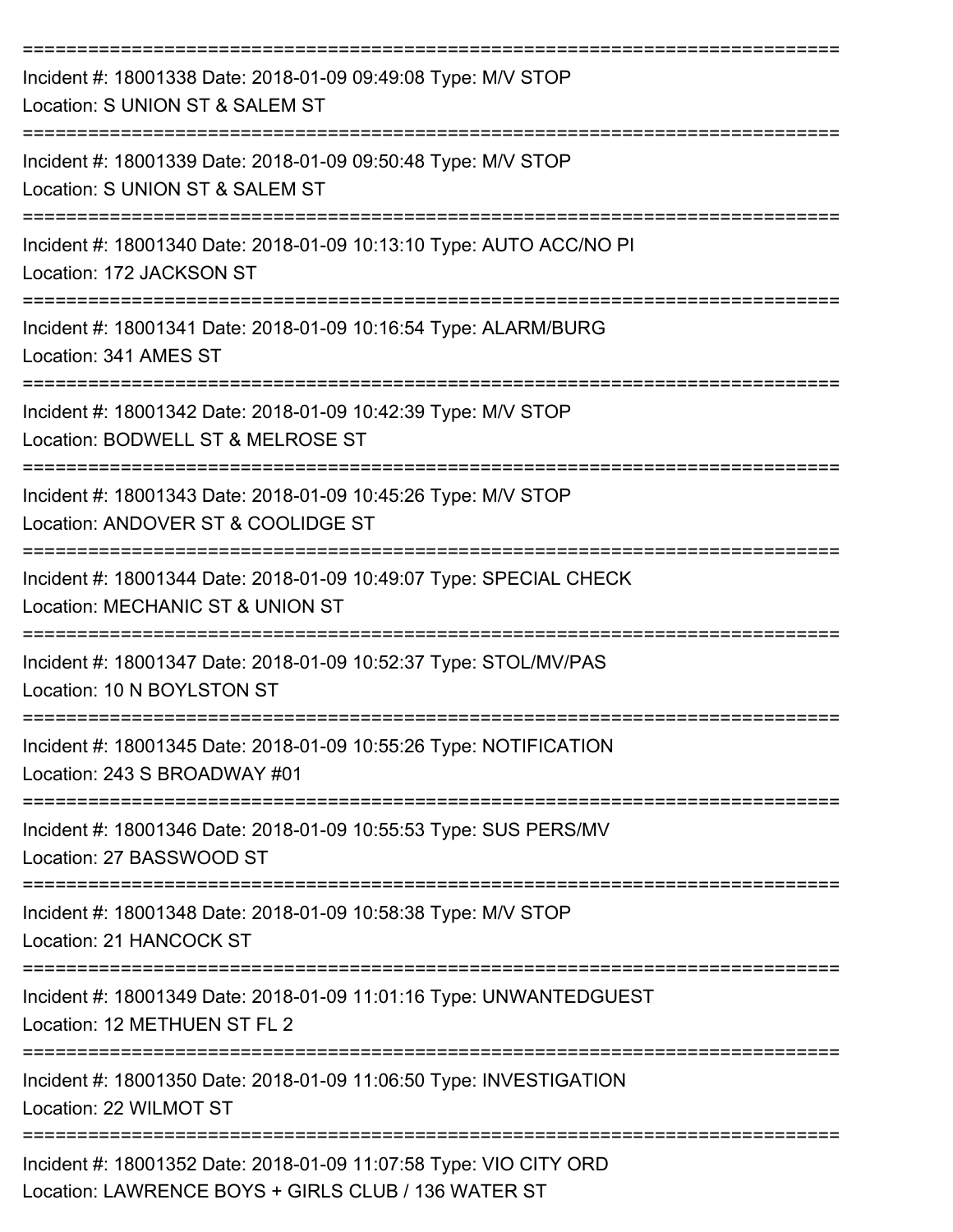===========================================================================

Incident #: 18001338 Date: 2018-01-09 09:49:08 Type: M/V STOP
Location: S UNION ST & SALEM ST

===========================================================================

Incident #: 18001339 Date: 2018-01-09 09:50:48 Type: M/V STOP
Location: S UNION ST & SALEM ST

===========================================================================

Incident #: 18001340 Date: 2018-01-09 10:13:10 Type: AUTO ACC/NO PI
Location: 172 JACKSON ST

===========================================================================

Incident #: 18001341 Date: 2018-01-09 10:16:54 Type: ALARM/BURG
Location: 341 AMES ST

===========================================================================

Incident #: 18001342 Date: 2018-01-09 10:42:39 Type: M/V STOP
Location: BODWELL ST & MELROSE ST

===========================================================================

Incident #: 18001343 Date: 2018-01-09 10:45:26 Type: M/V STOP
Location: ANDOVER ST & COOLIDGE ST

===========================================================================

Incident #: 18001344 Date: 2018-01-09 10:49:07 Type: SPECIAL CHECK
Location: MECHANIC ST & UNION ST

===========================================================================

Incident #: 18001347 Date: 2018-01-09 10:52:37 Type: STOL/MV/PAS
Location: 10 N BOYLSTON ST

===========================================================================

Incident #: 18001345 Date: 2018-01-09 10:55:26 Type: NOTIFICATION
Location: 243 S BROADWAY #01

===========================================================================

Incident #: 18001346 Date: 2018-01-09 10:55:53 Type: SUS PERS/MV
Location: 27 BASSWOOD ST

===========================================================================

Incident #: 18001348 Date: 2018-01-09 10:58:38 Type: M/V STOP
Location: 21 HANCOCK ST

===========================================================================

Incident #: 18001349 Date: 2018-01-09 11:01:16 Type: UNWANTEDGUEST
Location: 12 METHUEN ST FL 2

===========================================================================

Incident #: 18001350 Date: 2018-01-09 11:06:50 Type: INVESTIGATION
Location: 22 WILMOT ST

===========================================================================

Incident #: 18001352 Date: 2018-01-09 11:07:58 Type: VIO CITY ORD
Location: LAWRENCE BOYS + GIRLS CLUB / 136 WATER ST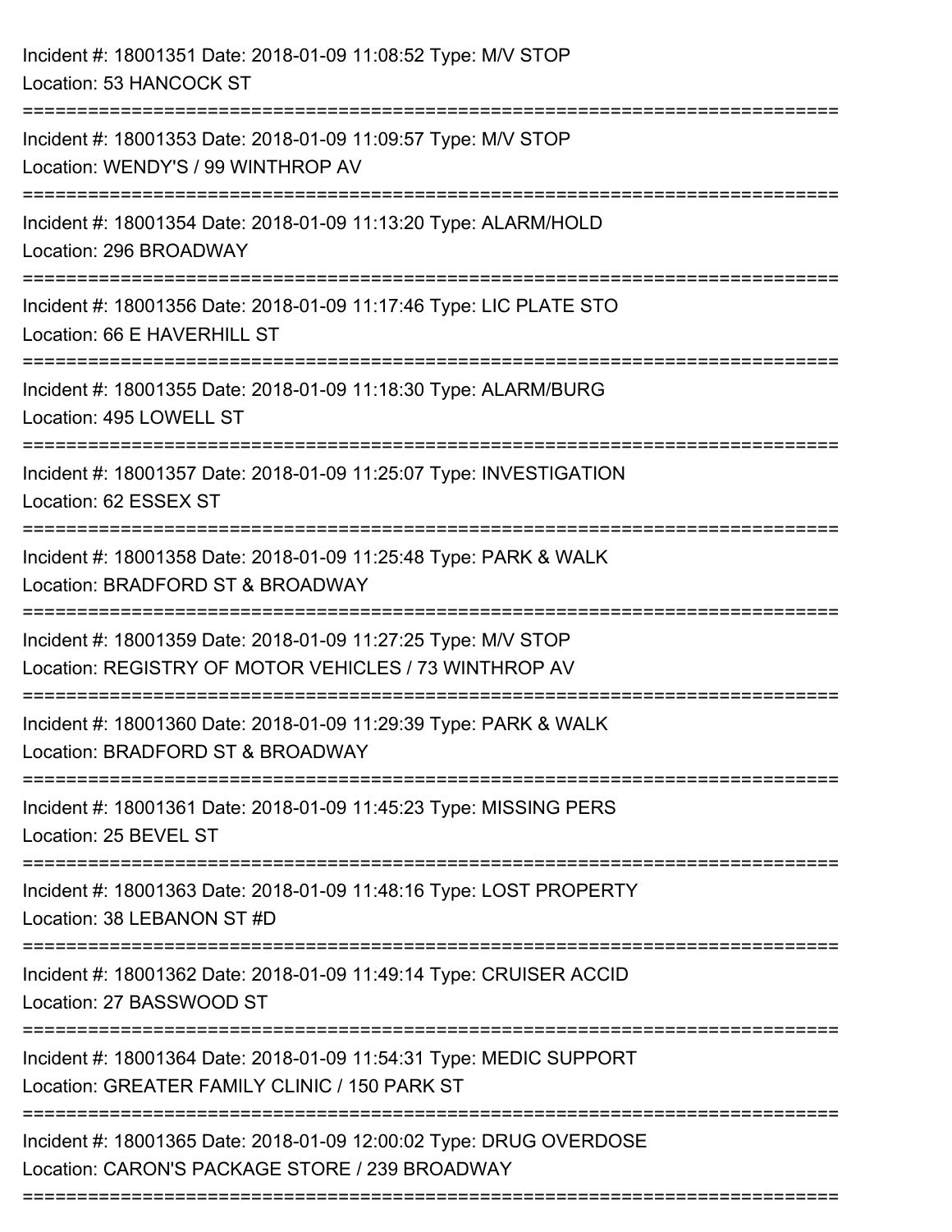Incident #: 18001351 Date: 2018-01-09 11:08:52 Type: M/V STOP
Location: 53 HANCOCK ST

===========================================================================

Incident #: 18001353 Date: 2018-01-09 11:09:57 Type: M/V STOP
Location: WENDY'S / 99 WINTHROP AV

===========================================================================

Incident #: 18001354 Date: 2018-01-09 11:13:20 Type: ALARM/HOLD
Location: 296 BROADWAY

===========================================================================

Incident #: 18001356 Date: 2018-01-09 11:17:46 Type: LIC PLATE STO
Location: 66 E HAVERHILL ST

===========================================================================

Incident #: 18001355 Date: 2018-01-09 11:18:30 Type: ALARM/BURG
Location: 495 LOWELL ST

===========================================================================

Incident #: 18001357 Date: 2018-01-09 11:25:07 Type: INVESTIGATION
Location: 62 ESSEX ST

===========================================================================

Incident #: 18001358 Date: 2018-01-09 11:25:48 Type: PARK & WALK
Location: BRADFORD ST & BROADWAY

===========================================================================

Incident #: 18001359 Date: 2018-01-09 11:27:25 Type: M/V STOP
Location: REGISTRY OF MOTOR VEHICLES / 73 WINTHROP AV

===========================================================================

Incident #: 18001360 Date: 2018-01-09 11:29:39 Type: PARK & WALK
Location: BRADFORD ST & BROADWAY

===========================================================================

Incident #: 18001361 Date: 2018-01-09 11:45:23 Type: MISSING PERS
Location: 25 BEVEL ST

===========================================================================

Incident #: 18001363 Date: 2018-01-09 11:48:16 Type: LOST PROPERTY
Location: 38 LEBANON ST #D

===========================================================================

Incident #: 18001362 Date: 2018-01-09 11:49:14 Type: CRUISER ACCID
Location: 27 BASSWOOD ST

===========================================================================

Incident #: 18001364 Date: 2018-01-09 11:54:31 Type: MEDIC SUPPORT
Location: GREATER FAMILY CLINIC / 150 PARK ST

===========================================================================

Incident #: 18001365 Date: 2018-01-09 12:00:02 Type: DRUG OVERDOSE
Location: CARON'S PACKAGE STORE / 239 BROADWAY

===========================================================================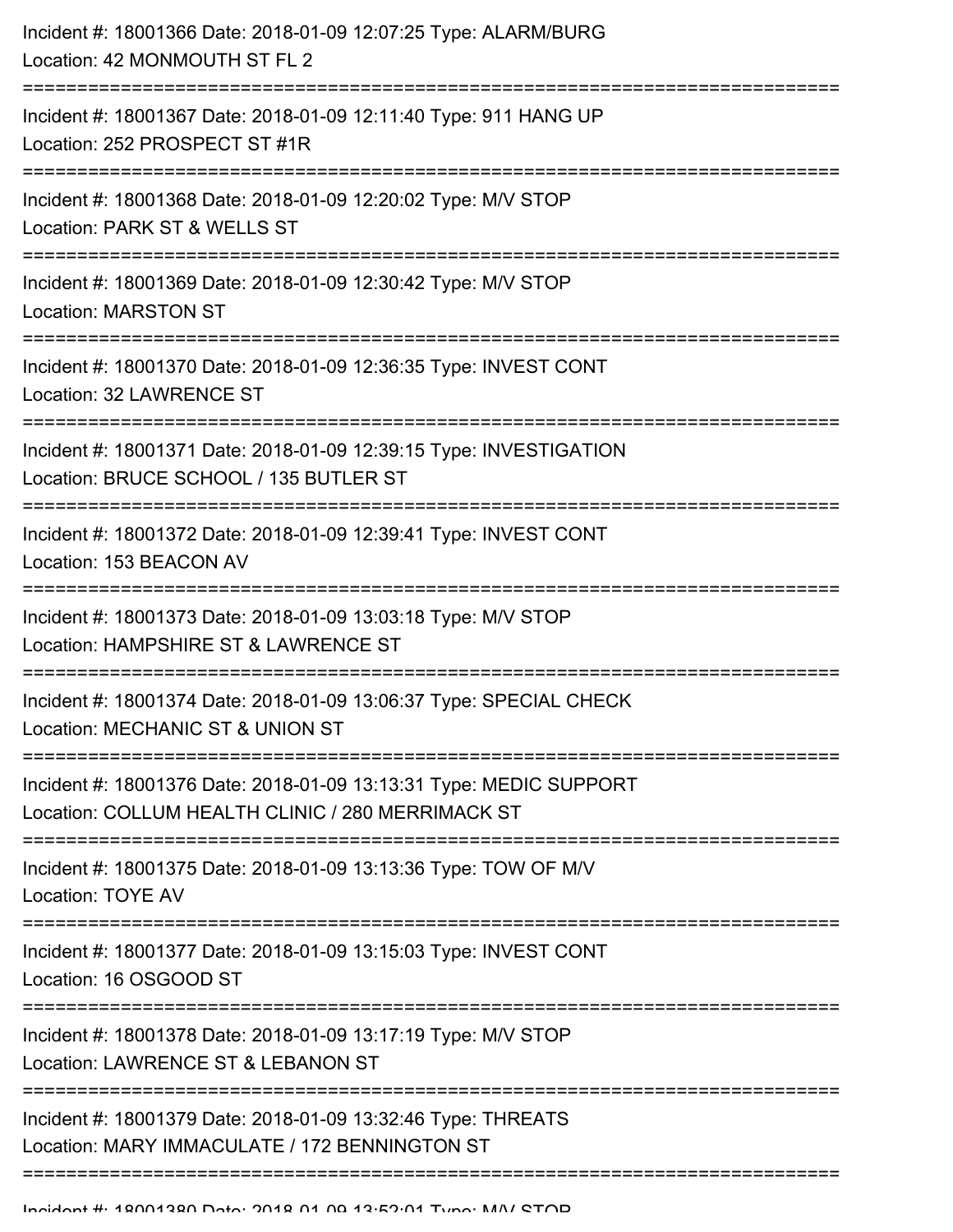Incident #: 18001366 Date: 2018-01-09 12:07:25 Type: ALARM/BURG
Location: 42 MONMOUTH ST FL 2

===========================================================================

Incident #: 18001367 Date: 2018-01-09 12:11:40 Type: 911 HANG UP
Location: 252 PROSPECT ST #1R

===========================================================================

Incident #: 18001368 Date: 2018-01-09 12:20:02 Type: M/V STOP
Location: PARK ST & WELLS ST

===========================================================================

Incident #: 18001369 Date: 2018-01-09 12:30:42 Type: M/V STOP
Location: MARSTON ST

===========================================================================

Incident #: 18001370 Date: 2018-01-09 12:36:35 Type: INVEST CONT
Location: 32 LAWRENCE ST

===========================================================================

Incident #: 18001371 Date: 2018-01-09 12:39:15 Type: INVESTIGATION
Location: BRUCE SCHOOL / 135 BUTLER ST

===========================================================================

Incident #: 18001372 Date: 2018-01-09 12:39:41 Type: INVEST CONT
Location: 153 BEACON AV

===========================================================================

Incident #: 18001373 Date: 2018-01-09 13:03:18 Type: M/V STOP
Location: HAMPSHIRE ST & LAWRENCE ST

===========================================================================

Incident #: 18001374 Date: 2018-01-09 13:06:37 Type: SPECIAL CHECK
Location: MECHANIC ST & UNION ST

===========================================================================

Incident #: 18001376 Date: 2018-01-09 13:13:31 Type: MEDIC SUPPORT
Location: COLLUM HEALTH CLINIC / 280 MERRIMACK ST

===========================================================================

Incident #: 18001375 Date: 2018-01-09 13:13:36 Type: TOW OF M/V
Location: TOYE AV

===========================================================================

Incident #: 18001377 Date: 2018-01-09 13:15:03 Type: INVEST CONT
Location: 16 OSGOOD ST

===========================================================================

Incident #: 18001378 Date: 2018-01-09 13:17:19 Type: M/V STOP
Location: LAWRENCE ST & LEBANON ST

===========================================================================

Incident #: 18001379 Date: 2018-01-09 13:32:46 Type: THREATS
Location: MARY IMMACULATE / 172 BENNINGTON ST

===========================================================================

Incident #: 18001380 Date: 2018-01-09 13:52:01 Type: M/V STOP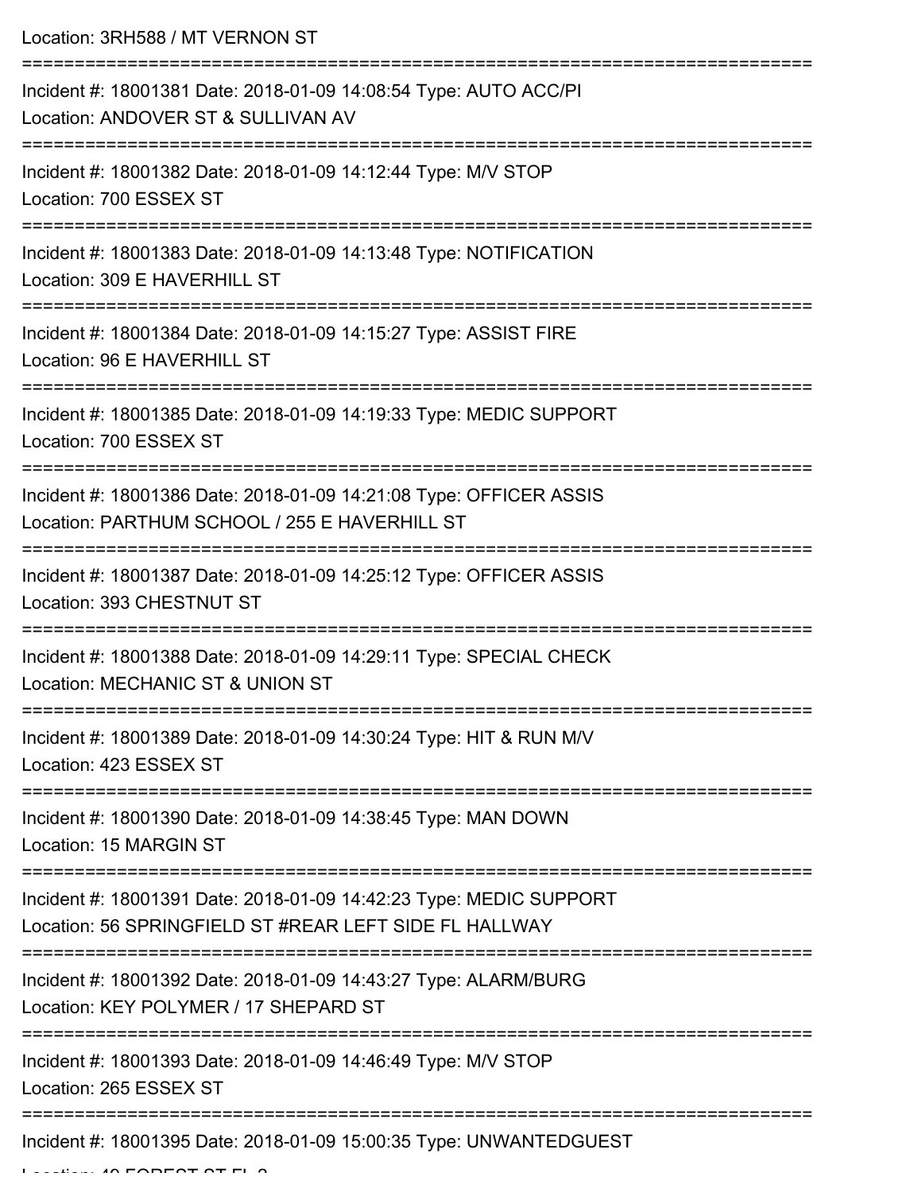Location: 3RH588 / MT VERNON ST

===========================================================================

Incident #: 18001381 Date: 2018-01-09 14:08:54 Type: AUTO ACC/PI
Location: ANDOVER ST & SULLIVAN AV

===========================================================================

Incident #: 18001382 Date: 2018-01-09 14:12:44 Type: M/V STOP
Location: 700 ESSEX ST

===========================================================================

Incident #: 18001383 Date: 2018-01-09 14:13:48 Type: NOTIFICATION
Location: 309 E HAVERHILL ST

===========================================================================

Incident #: 18001384 Date: 2018-01-09 14:15:27 Type: ASSIST FIRE
Location: 96 E HAVERHILL ST

===========================================================================

Incident #: 18001385 Date: 2018-01-09 14:19:33 Type: MEDIC SUPPORT
Location: 700 ESSEX ST

===========================================================================

Incident #: 18001386 Date: 2018-01-09 14:21:08 Type: OFFICER ASSIS
Location: PARTHUM SCHOOL / 255 E HAVERHILL ST

===========================================================================

Incident #: 18001387 Date: 2018-01-09 14:25:12 Type: OFFICER ASSIS
Location: 393 CHESTNUT ST

===========================================================================

Incident #: 18001388 Date: 2018-01-09 14:29:11 Type: SPECIAL CHECK
Location: MECHANIC ST & UNION ST

===========================================================================

Incident #: 18001389 Date: 2018-01-09 14:30:24 Type: HIT & RUN M/V
Location: 423 ESSEX ST

===========================================================================

Incident #: 18001390 Date: 2018-01-09 14:38:45 Type: MAN DOWN
Location: 15 MARGIN ST

===========================================================================

Incident #: 18001391 Date: 2018-01-09 14:42:23 Type: MEDIC SUPPORT
Location: 56 SPRINGFIELD ST #REAR LEFT SIDE FL HALLWAY

===========================================================================

Incident #: 18001392 Date: 2018-01-09 14:43:27 Type: ALARM/BURG
Location: KEY POLYMER / 17 SHEPARD ST

===========================================================================

Incident #: 18001393 Date: 2018-01-09 14:46:49 Type: M/V STOP
Location: 265 ESSEX ST

===========================================================================

Incident #: 18001395 Date: 2018-01-09 15:00:35 Type: UNWANTEDGUEST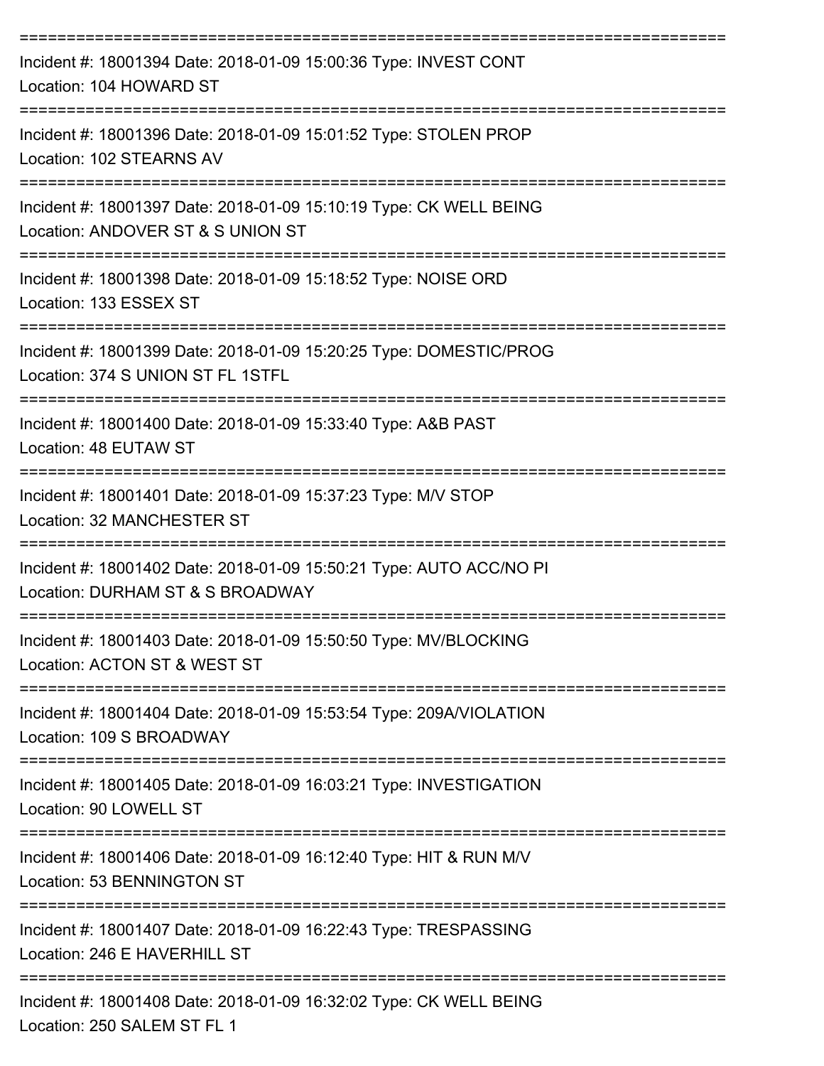===========================================================================

Incident #: 18001394 Date: 2018-01-09 15:00:36 Type: INVEST CONT
Location: 104 HOWARD ST

===========================================================================

Incident #: 18001396 Date: 2018-01-09 15:01:52 Type: STOLEN PROP
Location: 102 STEARNS AV

===========================================================================

Incident #: 18001397 Date: 2018-01-09 15:10:19 Type: CK WELL BEING
Location: ANDOVER ST & S UNION ST

===========================================================================

Incident #: 18001398 Date: 2018-01-09 15:18:52 Type: NOISE ORD
Location: 133 ESSEX ST

===========================================================================

Incident #: 18001399 Date: 2018-01-09 15:20:25 Type: DOMESTIC/PROG
Location: 374 S UNION ST FL 1STFL

===========================================================================

Incident #: 18001400 Date: 2018-01-09 15:33:40 Type: A&B PAST
Location: 48 EUTAW ST

===========================================================================

Incident #: 18001401 Date: 2018-01-09 15:37:23 Type: M/V STOP
Location: 32 MANCHESTER ST

===========================================================================

Incident #: 18001402 Date: 2018-01-09 15:50:21 Type: AUTO ACC/NO PI
Location: DURHAM ST & S BROADWAY

===========================================================================

Incident #: 18001403 Date: 2018-01-09 15:50:50 Type: MV/BLOCKING
Location: ACTON ST & WEST ST

===========================================================================

Incident #: 18001404 Date: 2018-01-09 15:53:54 Type: 209A/VIOLATION
Location: 109 S BROADWAY

===========================================================================

Incident #: 18001405 Date: 2018-01-09 16:03:21 Type: INVESTIGATION
Location: 90 LOWELL ST

===========================================================================

Incident #: 18001406 Date: 2018-01-09 16:12:40 Type: HIT & RUN M/V
Location: 53 BENNINGTON ST

===========================================================================

Incident #: 18001407 Date: 2018-01-09 16:22:43 Type: TRESPASSING
Location: 246 E HAVERHILL ST

===========================================================================

Incident #: 18001408 Date: 2018-01-09 16:32:02 Type: CK WELL BEING
Location: 250 SALEM ST FL 1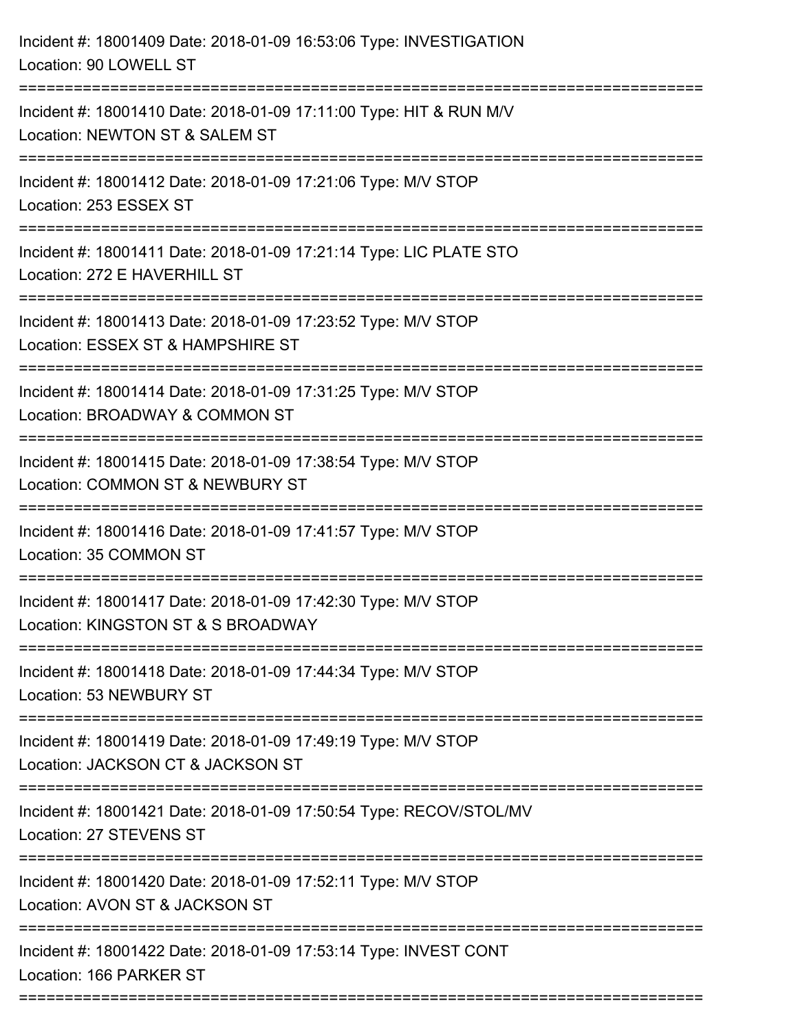Incident #: 18001409 Date: 2018-01-09 16:53:06 Type: INVESTIGATION
Location: 90 LOWELL ST

===========================================================================

Incident #: 18001410 Date: 2018-01-09 17:11:00 Type: HIT & RUN M/V
Location: NEWTON ST & SALEM ST

===========================================================================

Incident #: 18001412 Date: 2018-01-09 17:21:06 Type: M/V STOP
Location: 253 ESSEX ST

===========================================================================

Incident #: 18001411 Date: 2018-01-09 17:21:14 Type: LIC PLATE STO
Location: 272 E HAVERHILL ST

===========================================================================

Incident #: 18001413 Date: 2018-01-09 17:23:52 Type: M/V STOP
Location: ESSEX ST & HAMPSHIRE ST

===========================================================================

Incident #: 18001414 Date: 2018-01-09 17:31:25 Type: M/V STOP
Location: BROADWAY & COMMON ST

===========================================================================

Incident #: 18001415 Date: 2018-01-09 17:38:54 Type: M/V STOP
Location: COMMON ST & NEWBURY ST

===========================================================================

Incident #: 18001416 Date: 2018-01-09 17:41:57 Type: M/V STOP
Location: 35 COMMON ST

===========================================================================

Incident #: 18001417 Date: 2018-01-09 17:42:30 Type: M/V STOP
Location: KINGSTON ST & S BROADWAY

===========================================================================

Incident #: 18001418 Date: 2018-01-09 17:44:34 Type: M/V STOP
Location: 53 NEWBURY ST

===========================================================================

Incident #: 18001419 Date: 2018-01-09 17:49:19 Type: M/V STOP
Location: JACKSON CT & JACKSON ST

===========================================================================

Incident #: 18001421 Date: 2018-01-09 17:50:54 Type: RECOV/STOL/MV
Location: 27 STEVENS ST

===========================================================================

Incident #: 18001420 Date: 2018-01-09 17:52:11 Type: M/V STOP
Location: AVON ST & JACKSON ST

===========================================================================

Incident #: 18001422 Date: 2018-01-09 17:53:14 Type: INVEST CONT
Location: 166 PARKER ST

===========================================================================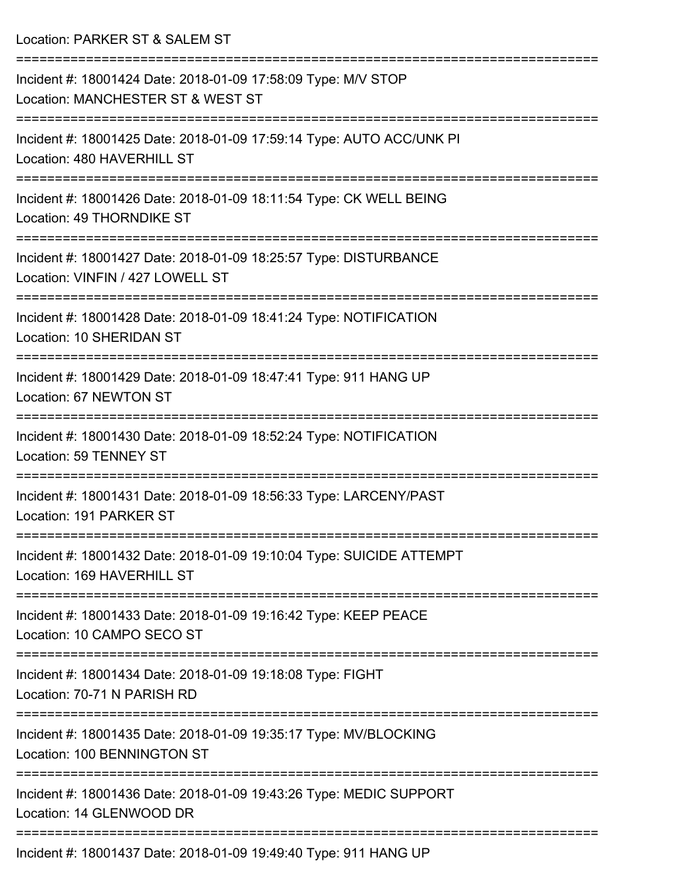Location: PARKER ST & SALEM ST

===========================================================================

Incident #: 18001424 Date: 2018-01-09 17:58:09 Type: M/V STOP

Location: MANCHESTER ST & WEST ST

===========================================================================

Incident #: 18001425 Date: 2018-01-09 17:59:14 Type: AUTO ACC/UNK PI

Location: 480 HAVERHILL ST

===========================================================================

Incident #: 18001426 Date: 2018-01-09 18:11:54 Type: CK WELL BEING

Location: 49 THORNDIKE ST

===========================================================================

Incident #: 18001427 Date: 2018-01-09 18:25:57 Type: DISTURBANCE

Location: VINFIN / 427 LOWELL ST

===========================================================================

Incident #: 18001428 Date: 2018-01-09 18:41:24 Type: NOTIFICATION

Location: 10 SHERIDAN ST

===========================================================================

Incident #: 18001429 Date: 2018-01-09 18:47:41 Type: 911 HANG UP

Location: 67 NEWTON ST

===========================================================================

Incident #: 18001430 Date: 2018-01-09 18:52:24 Type: NOTIFICATION

Location: 59 TENNEY ST

===========================================================================

Incident #: 18001431 Date: 2018-01-09 18:56:33 Type: LARCENY/PAST

Location: 191 PARKER ST

===========================================================================

Incident #: 18001432 Date: 2018-01-09 19:10:04 Type: SUICIDE ATTEMPT

Location: 169 HAVERHILL ST

===========================================================================

Incident #: 18001433 Date: 2018-01-09 19:16:42 Type: KEEP PEACE

Location: 10 CAMPO SECO ST

===========================================================================

Incident #: 18001434 Date: 2018-01-09 19:18:08 Type: FIGHT

Location: 70-71 N PARISH RD

===========================================================================

Incident #: 18001435 Date: 2018-01-09 19:35:17 Type: MV/BLOCKING

Location: 100 BENNINGTON ST

===========================================================================

Incident #: 18001436 Date: 2018-01-09 19:43:26 Type: MEDIC SUPPORT

Location: 14 GLENWOOD DR

===========================================================================

Incident #: 18001437 Date: 2018-01-09 19:49:40 Type: 911 HANG UP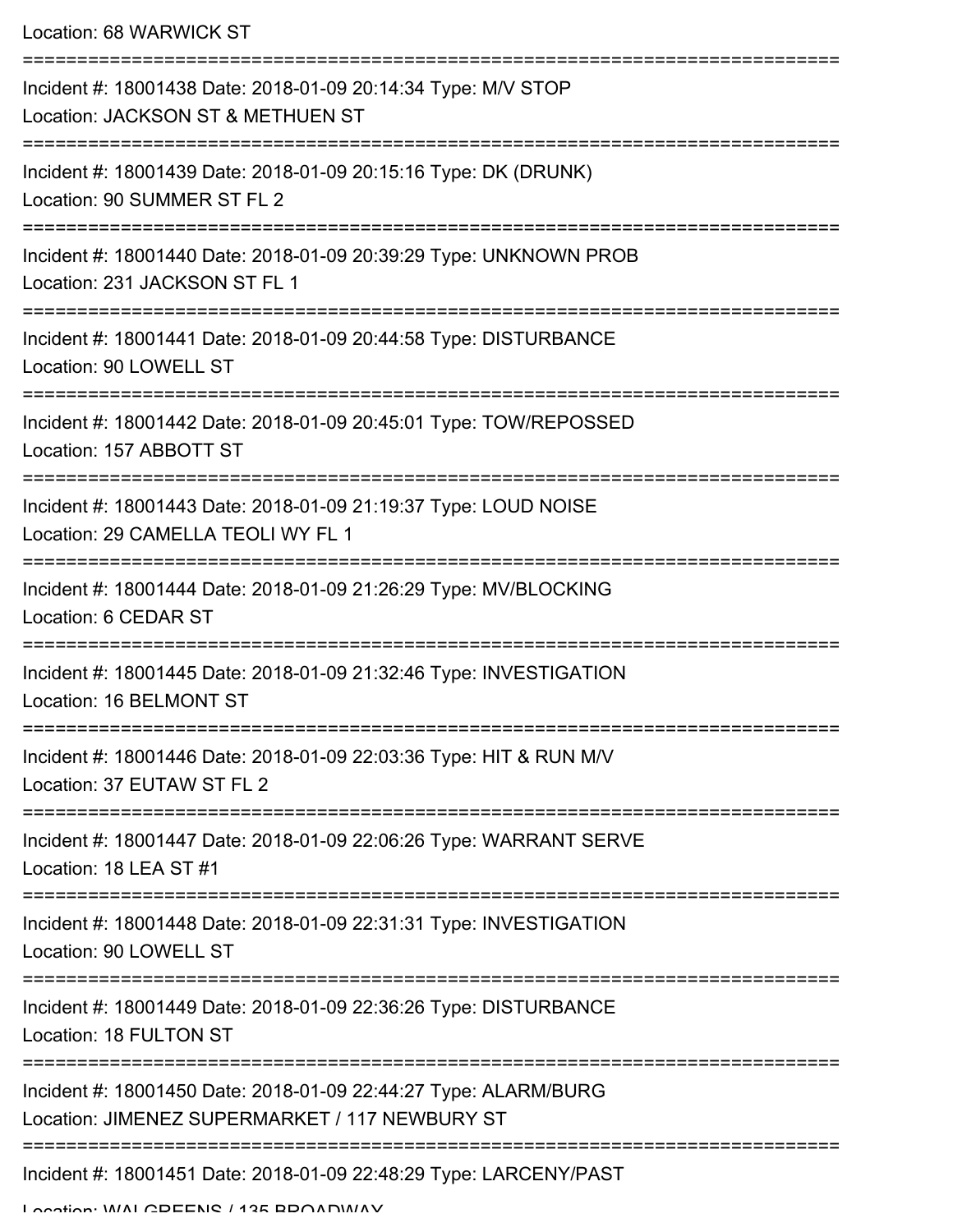Location: 68 WARWICK ST

===========================================================================

Incident #: 18001438 Date: 2018-01-09 20:14:34 Type: M/V STOP
Location: JACKSON ST & METHUEN ST

===========================================================================

Incident #: 18001439 Date: 2018-01-09 20:15:16 Type: DK (DRUNK)
Location: 90 SUMMER ST FL 2

===========================================================================

Incident #: 18001440 Date: 2018-01-09 20:39:29 Type: UNKNOWN PROB
Location: 231 JACKSON ST FL 1

===========================================================================

Incident #: 18001441 Date: 2018-01-09 20:44:58 Type: DISTURBANCE
Location: 90 LOWELL ST

===========================================================================

Incident #: 18001442 Date: 2018-01-09 20:45:01 Type: TOW/REPOSSED
Location: 157 ABBOTT ST

===========================================================================

Incident #: 18001443 Date: 2018-01-09 21:19:37 Type: LOUD NOISE
Location: 29 CAMELLA TEOLI WY FL 1

===========================================================================

Incident #: 18001444 Date: 2018-01-09 21:26:29 Type: MV/BLOCKING
Location: 6 CEDAR ST

===========================================================================

Incident #: 18001445 Date: 2018-01-09 21:32:46 Type: INVESTIGATION
Location: 16 BELMONT ST

===========================================================================

Incident #: 18001446 Date: 2018-01-09 22:03:36 Type: HIT & RUN M/V
Location: 37 EUTAW ST FL 2

===========================================================================

Incident #: 18001447 Date: 2018-01-09 22:06:26 Type: WARRANT SERVE
Location: 18 LEA ST #1

===========================================================================

Incident #: 18001448 Date: 2018-01-09 22:31:31 Type: INVESTIGATION
Location: 90 LOWELL ST

===========================================================================

Incident #: 18001449 Date: 2018-01-09 22:36:26 Type: DISTURBANCE
Location: 18 FULTON ST

===========================================================================

Incident #: 18001450 Date: 2018-01-09 22:44:27 Type: ALARM/BURG
Location: JIMENEZ SUPERMARKET / 117 NEWBURY ST

===========================================================================

Incident #: 18001451 Date: 2018-01-09 22:48:29 Type: LARCENY/PAST
Location: WALGREENS / 135 BROADWAY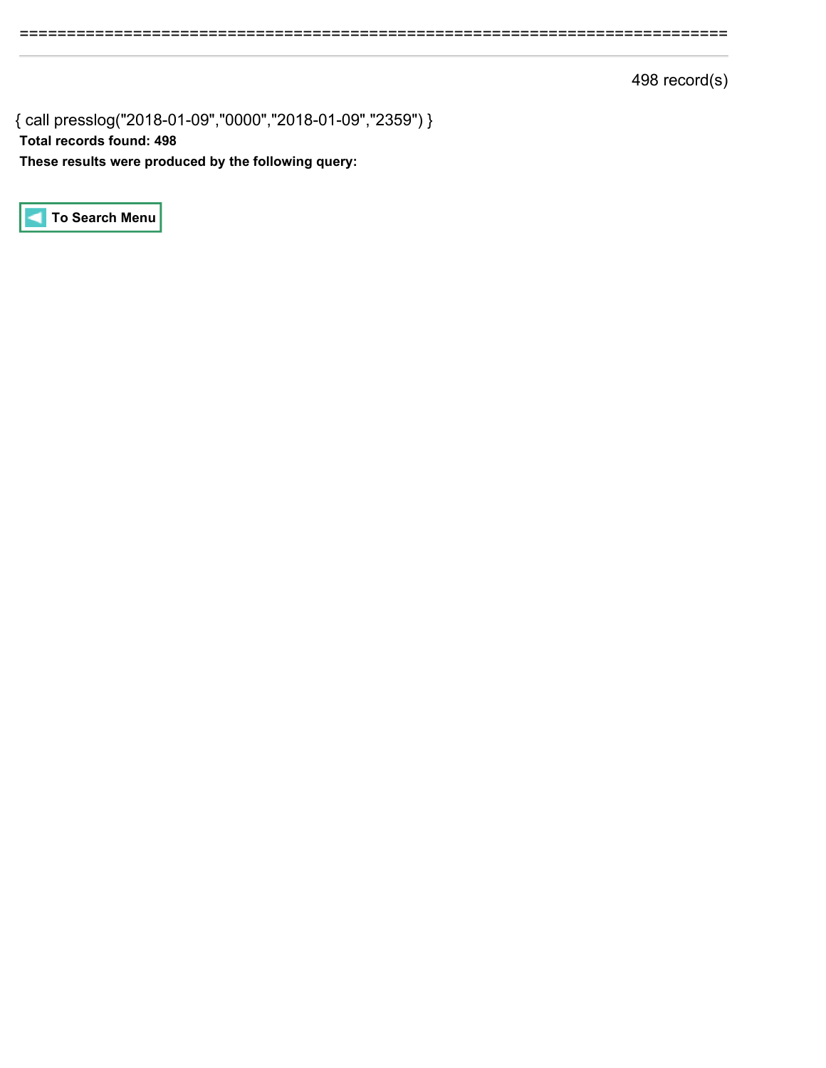==========================================================================

---

498 record(s)

{ call presslog("2018-01-09","0000","2018-01-09","2359") }

**Total records found: 498**

**These results were produced by the following query:**

**To Search Menu**